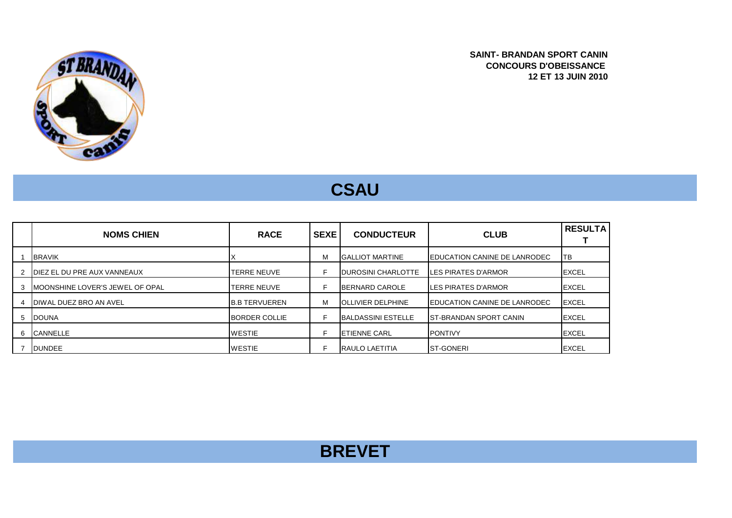**SAINT- BRANDAN SPORT CANIN**
**CONCOURS D'OBEISSANCE**
**12 ET 13 JUIN 2010**

## CSAU

| | NOMS CHIEN | RACE | SEXE | CONDUCTEUR | CLUB | RESULTAT |
|---|---|---|---|---|---|---|
| 1 | BRAVIK | X | M | GALLIOT MARTINE | EDUCATION CANINE DE LANRODEC | TB |
| 2 | DIEZ EL DU PRE AUX VANNEAUX | TERRE NEUVE | F | DUROSINI CHARLOTTE | LES PIRATES D'ARMOR | EXCEL |
| 3 | MOONSHINE LOVER'S JEWEL OF OPAL | TERRE NEUVE | F | BERNARD CAROLE | LES PIRATES D'ARMOR | EXCEL |
| 4 | DIWAL DUEZ BRO AN AVEL | B.B TERVUEREN | M | OLLIVIER DELPHINE | EDUCATION CANINE DE LANRODEC | EXCEL |
| 5 | DOUNA | BORDER COLLIE | F | BALDASSINI ESTELLE | ST-BRANDAN SPORT CANIN | EXCEL |
| 6 | CANNELLE | WESTIE | F | ETIENNE CARL | PONTIVY | EXCEL |
| 7 | DUNDEE | WESTIE | F | RAULO LAETITIA | ST-GONERI | EXCEL |

## BREVET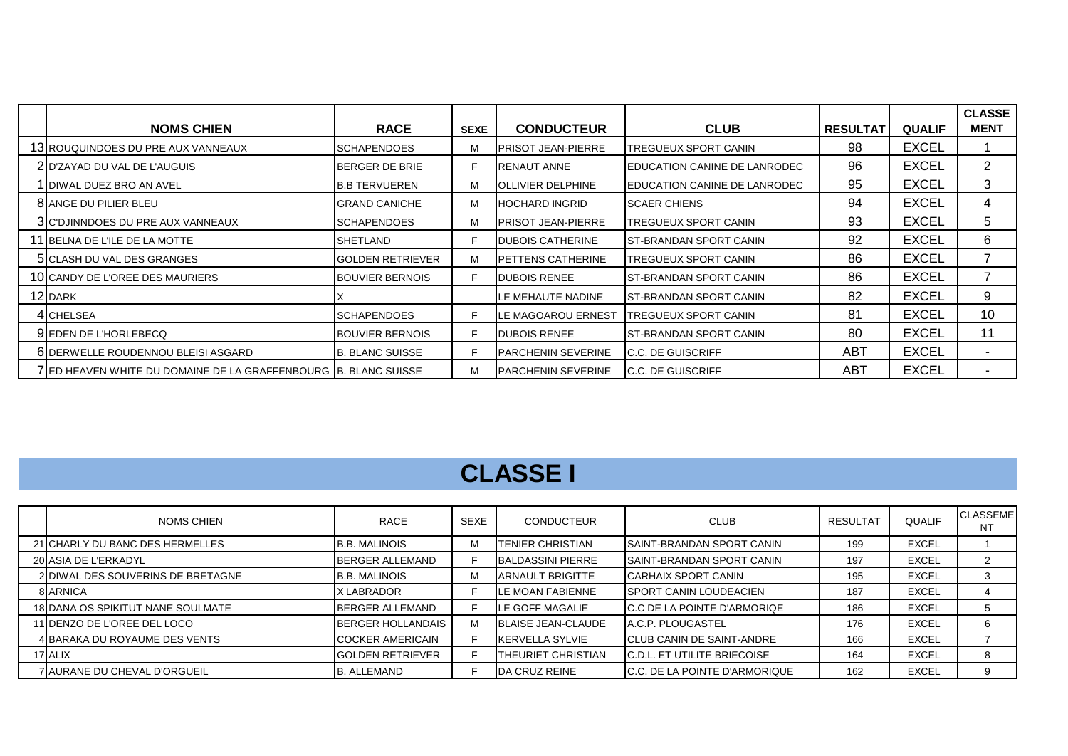| | NOMS CHIEN | RACE | SEXE | CONDUCTEUR | CLUB | RESULTAT | QUALIF | CLASSEMENT |
|---|---|---|---|---|---|---|---|---|
| 13 | ROUQUINDOES DU PRE AUX VANNEAUX | SCHAPENDOES | M | PRISOT JEAN-PIERRE | TREGUEUX SPORT CANIN | 98 | EXCEL | 1 |
| 2 | D'ZAYAD DU VAL DE L'AUGUIS | BERGER DE BRIE | F | RENAUT ANNE | EDUCATION CANINE DE LANRODEC | 96 | EXCEL | 2 |
| 1 | DIWAL DUEZ BRO AN AVEL | B.B TERVUEREN | M | OLLIVIER DELPHINE | EDUCATION CANINE DE LANRODEC | 95 | EXCEL | 3 |
| 8 | ANGE DU PILIER BLEU | GRAND CANICHE | M | HOCHARD INGRID | SCAER CHIENS | 94 | EXCEL | 4 |
| 3 | C'DJINNDOES DU PRE AUX VANNEAUX | SCHAPENDOES | M | PRISOT JEAN-PIERRE | TREGUEUX SPORT CANIN | 93 | EXCEL | 5 |
| 11 | BELNA DE L'ILE DE LA MOTTE | SHETLAND | F | DUBOIS CATHERINE | ST-BRANDAN SPORT CANIN | 92 | EXCEL | 6 |
| 5 | CLASH DU VAL DES GRANGES | GOLDEN RETRIEVER | M | PETTENS CATHERINE | TREGUEUX SPORT CANIN | 86 | EXCEL | 7 |
| 10 | CANDY DE L'OREE DES MAURIERS | BOUVIER BERNOIS | F | DUBOIS RENEE | ST-BRANDAN SPORT CANIN | 86 | EXCEL | 7 |
| 12 | DARK | X | | LE MEHAUTE NADINE | ST-BRANDAN SPORT CANIN | 82 | EXCEL | 9 |
| 4 | CHELSEA | SCHAPENDOES | F | LE MAGOAROU ERNEST | TREGUEUX SPORT CANIN | 81 | EXCEL | 10 |
| 9 | EDEN DE L'HORLEBECQ | BOUVIER BERNOIS | F | DUBOIS RENEE | ST-BRANDAN SPORT CANIN | 80 | EXCEL | 11 |
| 6 | DERWELLE ROUDENNOU BLEISI ASGARD | B. BLANC SUISSE | F | PARCHENIN SEVERINE | C.C. DE GUISCRIFF | ABT | EXCEL | - |
| 7 | ED HEAVEN WHITE DU DOMAINE DE LA GRAFFENBOURG | B. BLANC SUISSE | M | PARCHENIN SEVERINE | C.C. DE GUISCRIFF | ABT | EXCEL | - |

# CLASSE I

| | NOMS CHIEN | RACE | SEXE | CONDUCTEUR | CLUB | RESULTAT | QUALIF | CLASSEMENT |
|---|---|---|---|---|---|---|---|---|
| 21 | CHARLY DU BANC DES HERMELLES | B.B. MALINOIS | M | TENIER CHRISTIAN | SAINT-BRANDAN SPORT CANIN | 199 | EXCEL | 1 |
| 20 | ASIA DE L'ERKADYL | BERGER ALLEMAND | F | BALDASSINI PIERRE | SAINT-BRANDAN SPORT CANIN | 197 | EXCEL | 2 |
| 2 | DIWAL DES SOUVERINS DE BRETAGNE | B.B. MALINOIS | M | ARNAULT BRIGITTE | CARHAIX SPORT CANIN | 195 | EXCEL | 3 |
| 8 | ARNICA | X LABRADOR | F | LE MOAN FABIENNE | SPORT CANIN LOUDEACIEN | 187 | EXCEL | 4 |
| 18 | DANA OS SPIKITUT NANE SOULMATE | BERGER ALLEMAND | F | LE GOFF MAGALIE | C.C DE LA POINTE D'ARMORIQE | 186 | EXCEL | 5 |
| 11 | DENZO DE L'OREE DEL LOCO | BERGER HOLLANDAIS | M | BLAISE JEAN-CLAUDE | A.C.P. PLOUGASTEL | 176 | EXCEL | 6 |
| 4 | BARAKA DU ROYAUME DES VENTS | COCKER AMERICAIN | F | KERVELLA SYLVIE | CLUB CANIN DE SAINT-ANDRE | 166 | EXCEL | 7 |
| 17 | ALIX | GOLDEN RETRIEVER | F | THEURIET CHRISTIAN | C.D.L. ET UTILITE BRIECOISE | 164 | EXCEL | 8 |
| 7 | AURANE DU CHEVAL D'ORGUEIL | B. ALLEMAND | F | DA CRUZ REINE | C.C. DE LA POINTE D'ARMORIQUE | 162 | EXCEL | 9 |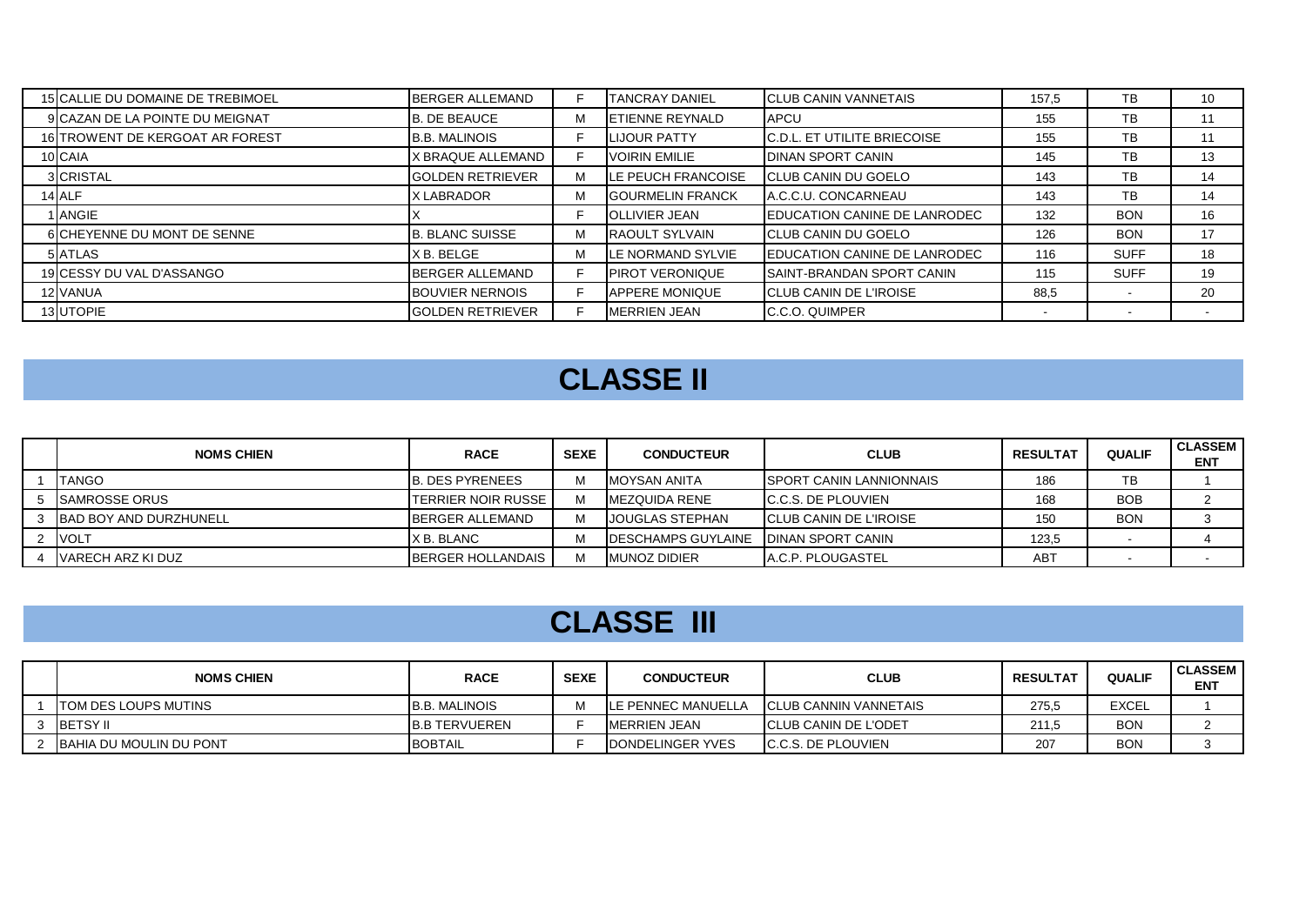| | | | | | | | | |
|---|---|---|---|---|---|---|---|---|
| 15 | CALLIE DU DOMAINE DE TREBIMOEL | BERGER ALLEMAND | F | TANCRAY DANIEL | CLUB CANIN VANNETAIS | 157,5 | TB | 10 |
| 9 | CAZAN DE LA POINTE DU MEIGNAT | B. DE BEAUCE | M | ETIENNE REYNALD | APCU | 155 | TB | 11 |
| 16 | TROWENT DE KERGOAT AR FOREST | B.B. MALINOIS | F | LIJOUR PATTY | C.D.L. ET UTILITE BRIECOISE | 155 | TB | 11 |
| 10 | CAIA | X BRAQUE ALLEMAND | F | VOIRIN EMILIE | DINAN SPORT CANIN | 145 | TB | 13 |
| 3 | CRISTAL | GOLDEN RETRIEVER | M | LE PEUCH FRANCOISE | CLUB CANIN DU GOELO | 143 | TB | 14 |
| 14 | ALF | X LABRADOR | M | GOURMELIN FRANCK | A.C.C.U. CONCARNEAU | 143 | TB | 14 |
| 1 | ANGIE | X | F | OLLIVIER JEAN | EDUCATION CANINE DE LANRODEC | 132 | BON | 16 |
| 6 | CHEYENNE DU MONT DE SENNE | B. BLANC SUISSE | M | RAOULT SYLVAIN | CLUB CANIN DU GOELO | 126 | BON | 17 |
| 5 | ATLAS | X B. BELGE | M | LE NORMAND SYLVIE | EDUCATION CANINE DE LANRODEC | 116 | SUFF | 18 |
| 19 | CESSY DU VAL D'ASSANGO | BERGER ALLEMAND | F | PIROT VERONIQUE | SAINT-BRANDAN SPORT CANIN | 115 | SUFF | 19 |
| 12 | VANUA | BOUVIER NERNOIS | F | APPERE MONIQUE | CLUB CANIN DE L'IROISE | 88,5 | - | 20 |
| 13 | UTOPIE | GOLDEN RETRIEVER | F | MERRIEN JEAN | C.C.O. QUIMPER | - | - | - |

# CLASSE II

| | NOMS CHIEN | RACE | SEXE | CONDUCTEUR | CLUB | RESULTAT | QUALIF | CLASSEMENT |
|---|---|---|---|---|---|---|---|---|
| 1 | TANGO | B. DES PYRENEES | M | MOYSAN ANITA | SPORT CANIN LANNIONNAIS | 186 | TB | 1 |
| 5 | SAMROSSE ORUS | TERRIER NOIR RUSSE | M | MEZQUIDA RENE | C.C.S. DE PLOUVIEN | 168 | BOB | 2 |
| 3 | BAD BOY AND DURZHUNELL | BERGER ALLEMAND | M | JOUGLAS STEPHAN | CLUB CANIN DE L'IROISE | 150 | BON | 3 |
| 2 | VOLT | X B. BLANC | M | DESCHAMPS GUYLAINE | DINAN SPORT CANIN | 123,5 | - | 4 |
| 4 | VARECH ARZ KI DUZ | BERGER HOLLANDAIS | M | MUNOZ DIDIER | A.C.P. PLOUGASTEL | ABT | - | - |

# CLASSE III

| | NOMS CHIEN | RACE | SEXE | CONDUCTEUR | CLUB | RESULTAT | QUALIF | CLASSEMENT |
|---|---|---|---|---|---|---|---|---|
| 1 | TOM DES LOUPS MUTINS | B.B. MALINOIS | M | LE PENNEC MANUELLA | CLUB CANNIN VANNETAIS | 275,5 | EXCEL | 1 |
| 3 | BETSY II | B.B TERVUEREN | F | MERRIEN JEAN | CLUB CANIN DE L'ODET | 211,5 | BON | 2 |
| 2 | BAHIA DU MOULIN DU PONT | BOBTAIL | F | DONDELINGER YVES | C.C.S. DE PLOUVIEN | 207 | BON | 3 |